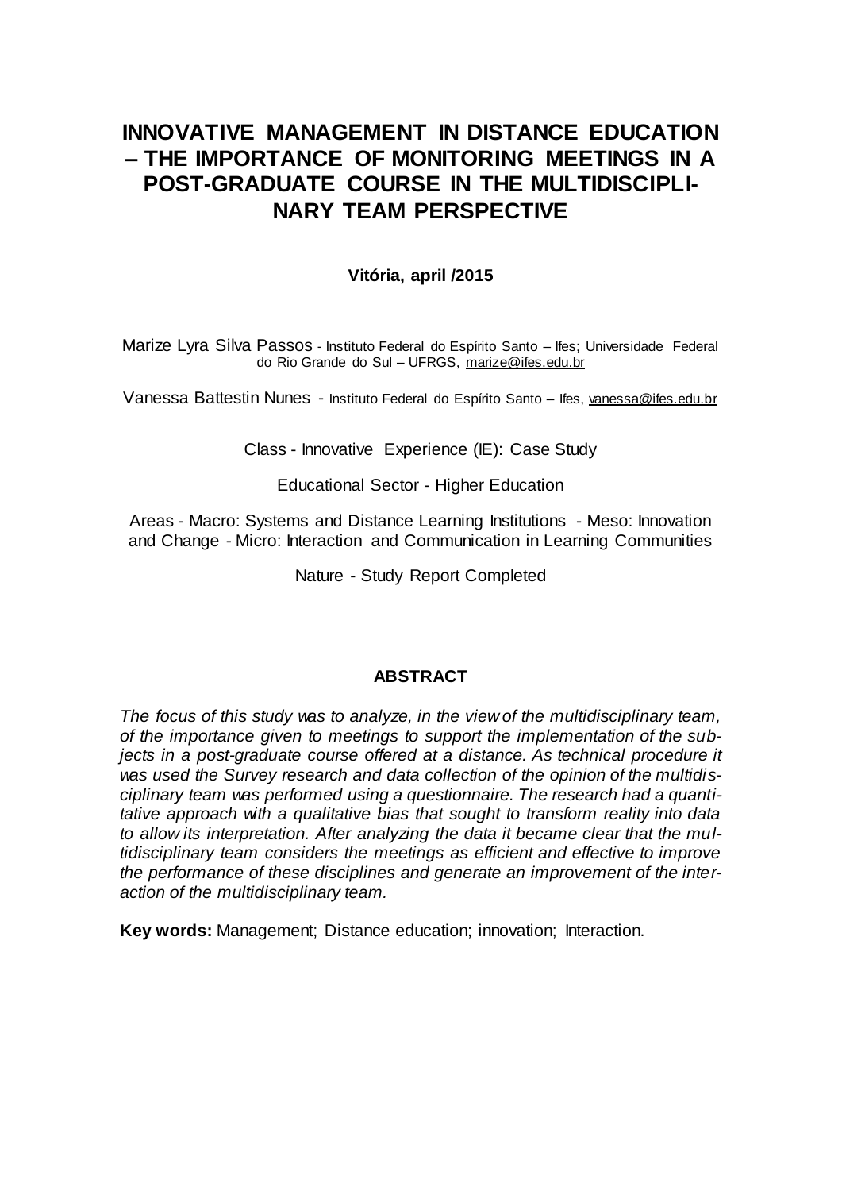# INNOVATIVE MANAGEMENT IN DISTANCE EDUCATION – THE IMPORTANCE OF MONITORING MEETINGS IN A POST-GRADUATE COURSE IN THE MULTIDISCIPLINARY TEAM PERSPECTIVE

**Vitória, april /2015**

Marize Lyra Silva Passos - Instituto Federal do Espírito Santo – Ifes; Universidade Federal do Rio Grande do Sul – UFRGS, marize@ifes.edu.br

Vanessa Battestin Nunes - Instituto Federal do Espírito Santo – Ifes, vanessa@ifes.edu.br

Class - Innovative Experience (IE): Case Study

Educational Sector - Higher Education

Areas - Macro: Systems and Distance Learning Institutions - Meso: Innovation and Change - Micro: Interaction and Communication in Learning Communities

Nature - Study Report Completed

## ABSTRACT

*The focus of this study was to analyze, in the view of the multidisciplinary team, of the importance given to meetings to support the implementation of the subjects in a post-graduate course offered at a distance. As technical procedure it was used the Survey research and data collection of the opinion of the multidisciplinary team was performed using a questionnaire. The research had a quantitative approach with a qualitative bias that sought to transform reality into data to allow its interpretation. After analyzing the data it became clear that the multidisciplinary team considers the meetings as efficient and effective to improve the performance of these disciplines and generate an improvement of the interaction of the multidisciplinary team.*

**Key words:** Management; Distance education; innovation; Interaction.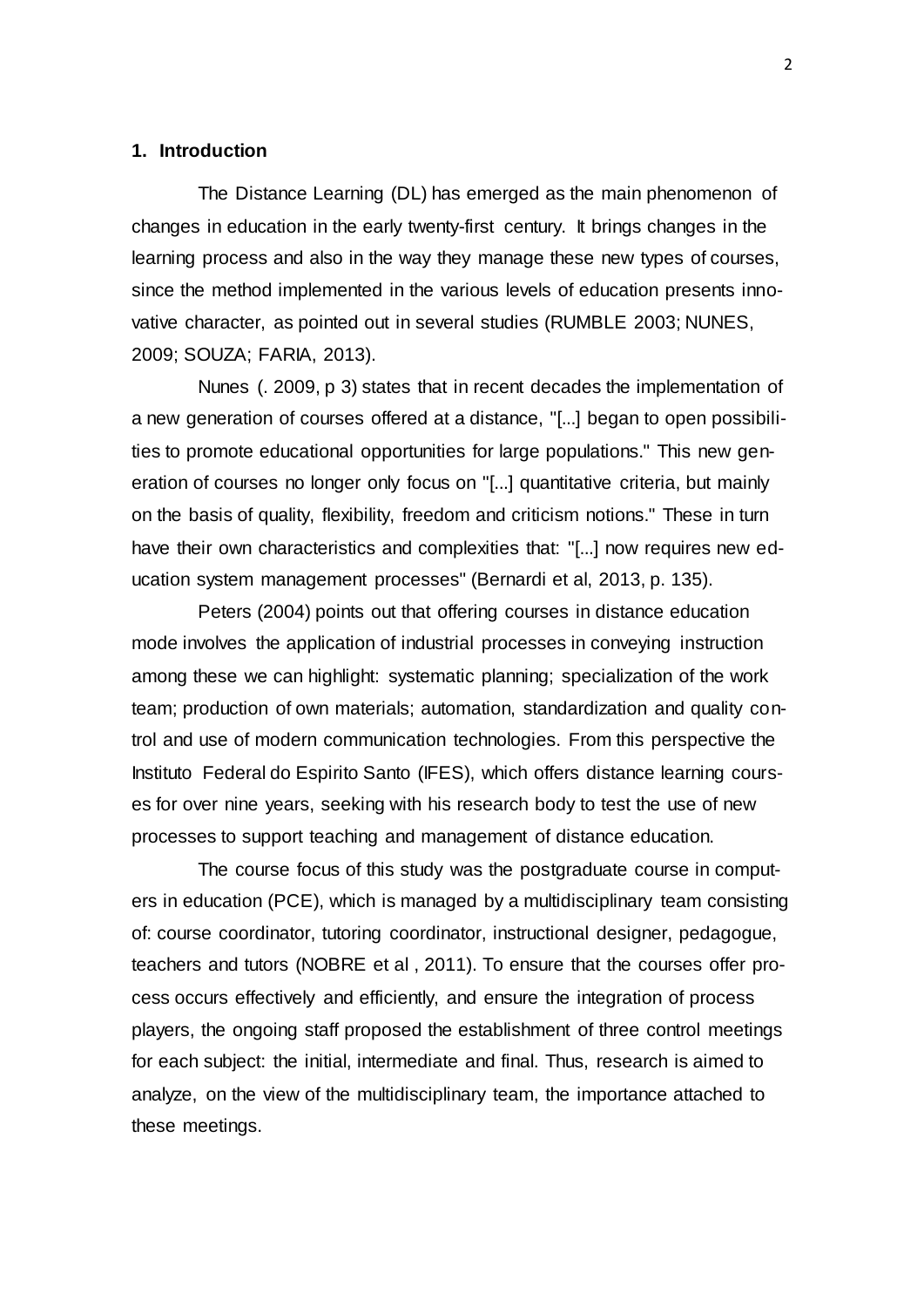## 1. Introduction

The Distance Learning (DL) has emerged as the main phenomenon of changes in education in the early twenty-first century. It brings changes in the learning process and also in the way they manage these new types of courses, since the method implemented in the various levels of education presents innovative character, as pointed out in several studies (RUMBLE 2003; NUNES, 2009; SOUZA; FARIA, 2013).

Nunes (. 2009, p 3) states that in recent decades the implementation of a new generation of courses offered at a distance, "[...] began to open possibilities to promote educational opportunities for large populations." This new generation of courses no longer only focus on "[...] quantitative criteria, but mainly on the basis of quality, flexibility, freedom and criticism notions." These in turn have their own characteristics and complexities that: "[...] now requires new education system management processes" (Bernardi et al, 2013, p. 135).

Peters (2004) points out that offering courses in distance education mode involves the application of industrial processes in conveying instruction among these we can highlight: systematic planning; specialization of the work team; production of own materials; automation, standardization and quality control and use of modern communication technologies. From this perspective the Instituto Federal do Espirito Santo (IFES), which offers distance learning courses for over nine years, seeking with his research body to test the use of new processes to support teaching and management of distance education.

The course focus of this study was the postgraduate course in computers in education (PCE), which is managed by a multidisciplinary team consisting of: course coordinator, tutoring coordinator, instructional designer, pedagogue, teachers and tutors (NOBRE et al , 2011). To ensure that the courses offer process occurs effectively and efficiently, and ensure the integration of process players, the ongoing staff proposed the establishment of three control meetings for each subject: the initial, intermediate and final. Thus, research is aimed to analyze, on the view of the multidisciplinary team, the importance attached to these meetings.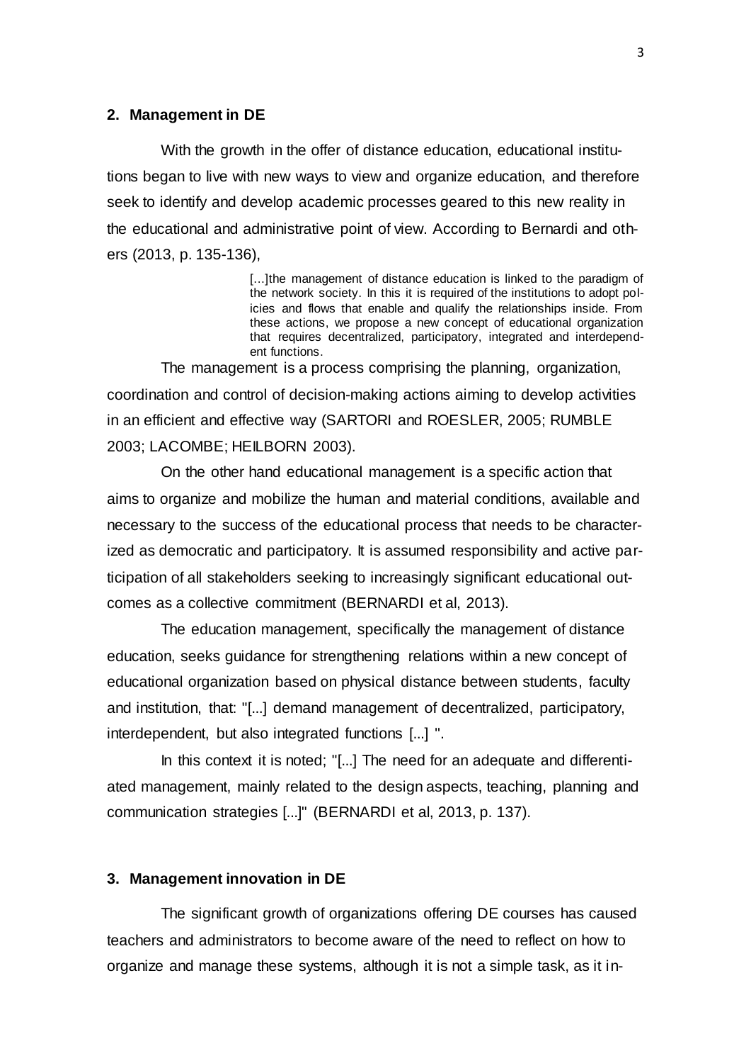## 2. Management in DE

With the growth in the offer of distance education, educational institutions began to live with new ways to view and organize education, and therefore seek to identify and develop academic processes geared to this new reality in the educational and administrative point of view. According to Bernardi and others (2013, p. 135-136),

> [...]the management of distance education is linked to the paradigm of the network society. In this it is required of the institutions to adopt policies and flows that enable and qualify the relationships inside. From these actions, we propose a new concept of educational organization that requires decentralized, participatory, integrated and interdependent functions.

The management is a process comprising the planning, organization, coordination and control of decision-making actions aiming to develop activities in an efficient and effective way (SARTORI and ROESLER, 2005; RUMBLE 2003; LACOMBE; HEILBORN 2003).

On the other hand educational management is a specific action that aims to organize and mobilize the human and material conditions, available and necessary to the success of the educational process that needs to be characterized as democratic and participatory. It is assumed responsibility and active participation of all stakeholders seeking to increasingly significant educational outcomes as a collective commitment (BERNARDI et al, 2013).

The education management, specifically the management of distance education, seeks guidance for strengthening relations within a new concept of educational organization based on physical distance between students, faculty and institution, that: "[...] demand management of decentralized, participatory, interdependent, but also integrated functions [...] ".

In this context it is noted; "[...] The need for an adequate and differentiated management, mainly related to the design aspects, teaching, planning and communication strategies [...]" (BERNARDI et al, 2013, p. 137).

## 3. Management innovation in DE

The significant growth of organizations offering DE courses has caused teachers and administrators to become aware of the need to reflect on how to organize and manage these systems, although it is not a simple task, as it in-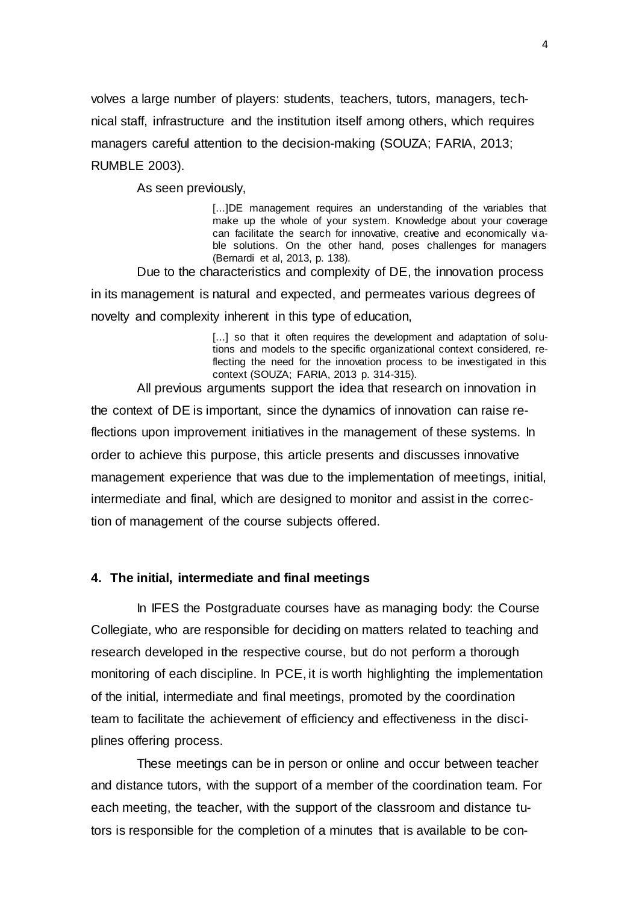volves a large number of players: students, teachers, tutors, managers, technical staff, infrastructure and the institution itself among others, which requires managers careful attention to the decision-making (SOUZA; FARIA, 2013; RUMBLE 2003).

As seen previously,

> [...]DE management requires an understanding of the variables that make up the whole of your system. Knowledge about your coverage can facilitate the search for innovative, creative and economically viable solutions. On the other hand, poses challenges for managers (Bernardi et al, 2013, p. 138).

Due to the characteristics and complexity of DE, the innovation process in its management is natural and expected, and permeates various degrees of novelty and complexity inherent in this type of education,

> [...] so that it often requires the development and adaptation of solutions and models to the specific organizational context considered, reflecting the need for the innovation process to be investigated in this context (SOUZA; FARIA, 2013 p. 314-315).

All previous arguments support the idea that research on innovation in the context of DE is important, since the dynamics of innovation can raise reflections upon improvement initiatives in the management of these systems. In order to achieve this purpose, this article presents and discusses innovative management experience that was due to the implementation of meetings, initial, intermediate and final, which are designed to monitor and assist in the correction of management of the course subjects offered.

### 4. The initial, intermediate and final meetings

In IFES the Postgraduate courses have as managing body: the Course Collegiate, who are responsible for deciding on matters related to teaching and research developed in the respective course, but do not perform a thorough monitoring of each discipline. In PCE, it is worth highlighting the implementation of the initial, intermediate and final meetings, promoted by the coordination team to facilitate the achievement of efficiency and effectiveness in the disciplines offering process.

These meetings can be in person or online and occur between teacher and distance tutors, with the support of a member of the coordination team. For each meeting, the teacher, with the support of the classroom and distance tutors is responsible for the completion of a minutes that is available to be con-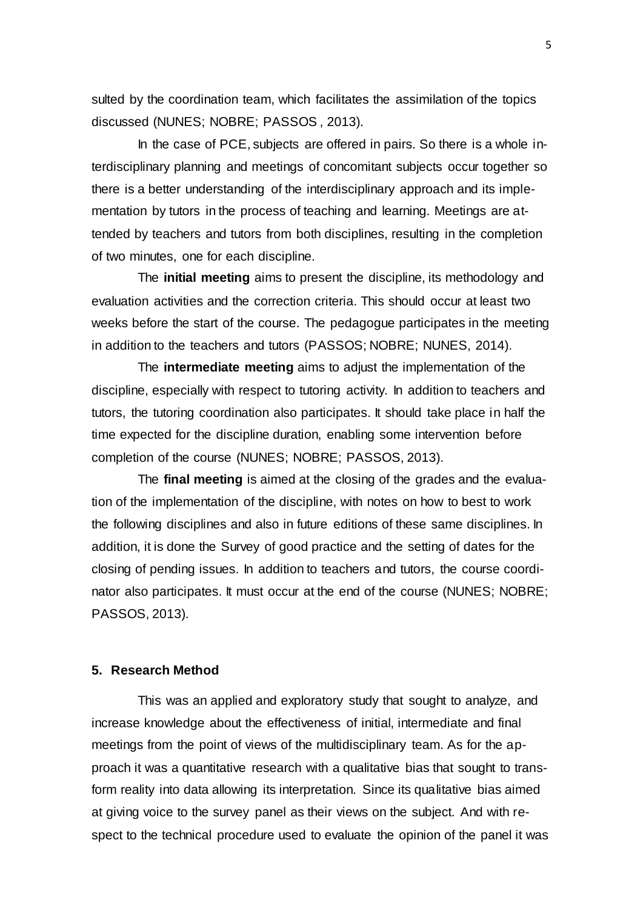sulted by the coordination team, which facilitates the assimilation of the topics discussed (NUNES; NOBRE; PASSOS , 2013).

In the case of PCE, subjects are offered in pairs. So there is a whole interdisciplinary planning and meetings of concomitant subjects occur together so there is a better understanding of the interdisciplinary approach and its implementation by tutors in the process of teaching and learning. Meetings are attended by teachers and tutors from both disciplines, resulting in the completion of two minutes, one for each discipline.

The **initial meeting** aims to present the discipline, its methodology and evaluation activities and the correction criteria. This should occur at least two weeks before the start of the course. The pedagogue participates in the meeting in addition to the teachers and tutors (PASSOS; NOBRE; NUNES, 2014).

The **intermediate meeting** aims to adjust the implementation of the discipline, especially with respect to tutoring activity. In addition to teachers and tutors, the tutoring coordination also participates. It should take place in half the time expected for the discipline duration, enabling some intervention before completion of the course (NUNES; NOBRE; PASSOS, 2013).

The **final meeting** is aimed at the closing of the grades and the evaluation of the implementation of the discipline, with notes on how to best to work the following disciplines and also in future editions of these same disciplines. In addition, it is done the Survey of good practice and the setting of dates for the closing of pending issues. In addition to teachers and tutors, the course coordinator also participates. It must occur at the end of the course (NUNES; NOBRE; PASSOS, 2013).

## 5. Research Method

This was an applied and exploratory study that sought to analyze, and increase knowledge about the effectiveness of initial, intermediate and final meetings from the point of views of the multidisciplinary team. As for the approach it was a quantitative research with a qualitative bias that sought to transform reality into data allowing its interpretation. Since its qualitative bias aimed at giving voice to the survey panel as their views on the subject. And with respect to the technical procedure used to evaluate the opinion of the panel it was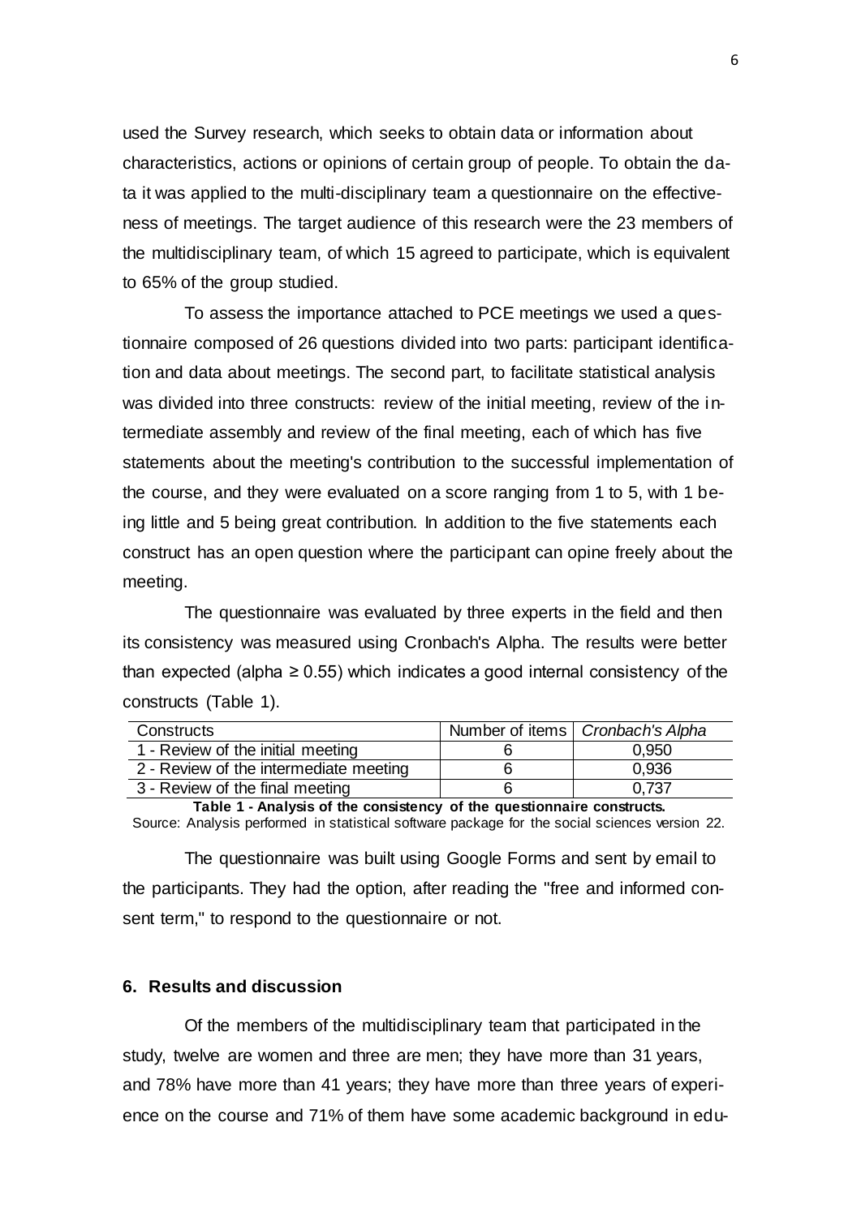used the Survey research, which seeks to obtain data or information about characteristics, actions or opinions of certain group of people. To obtain the data it was applied to the multi-disciplinary team a questionnaire on the effectiveness of meetings. The target audience of this research were the 23 members of the multidisciplinary team, of which 15 agreed to participate, which is equivalent to 65% of the group studied.

To assess the importance attached to PCE meetings we used a questionnaire composed of 26 questions divided into two parts: participant identification and data about meetings. The second part, to facilitate statistical analysis was divided into three constructs: review of the initial meeting, review of the intermediate assembly and review of the final meeting, each of which has five statements about the meeting's contribution to the successful implementation of the course, and they were evaluated on a score ranging from 1 to 5, with 1 being little and 5 being great contribution. In addition to the five statements each construct has an open question where the participant can opine freely about the meeting.

The questionnaire was evaluated by three experts in the field and then its consistency was measured using Cronbach's Alpha. The results were better than expected (alpha ≥ 0.55) which indicates a good internal consistency of the constructs (Table 1).

| Constructs | Number of items | *Cronbach's Alpha* |
|---|---|---|
| 1 - Review of the initial meeting | 6 | 0,950 |
| 2 - Review of the intermediate meeting | 6 | 0,936 |
| 3 - Review of the final meeting | 6 | 0,737 |

**Table 1 - Analysis of the consistency of the questionnaire constructs.**
Source: Analysis performed in statistical software package for the social sciences version 22.

The questionnaire was built using Google Forms and sent by email to the participants. They had the option, after reading the "free and informed consent term," to respond to the questionnaire or not.

## 6. Results and discussion

Of the members of the multidisciplinary team that participated in the study, twelve are women and three are men; they have more than 31 years, and 78% have more than 41 years; they have more than three years of experience on the course and 71% of them have some academic background in edu-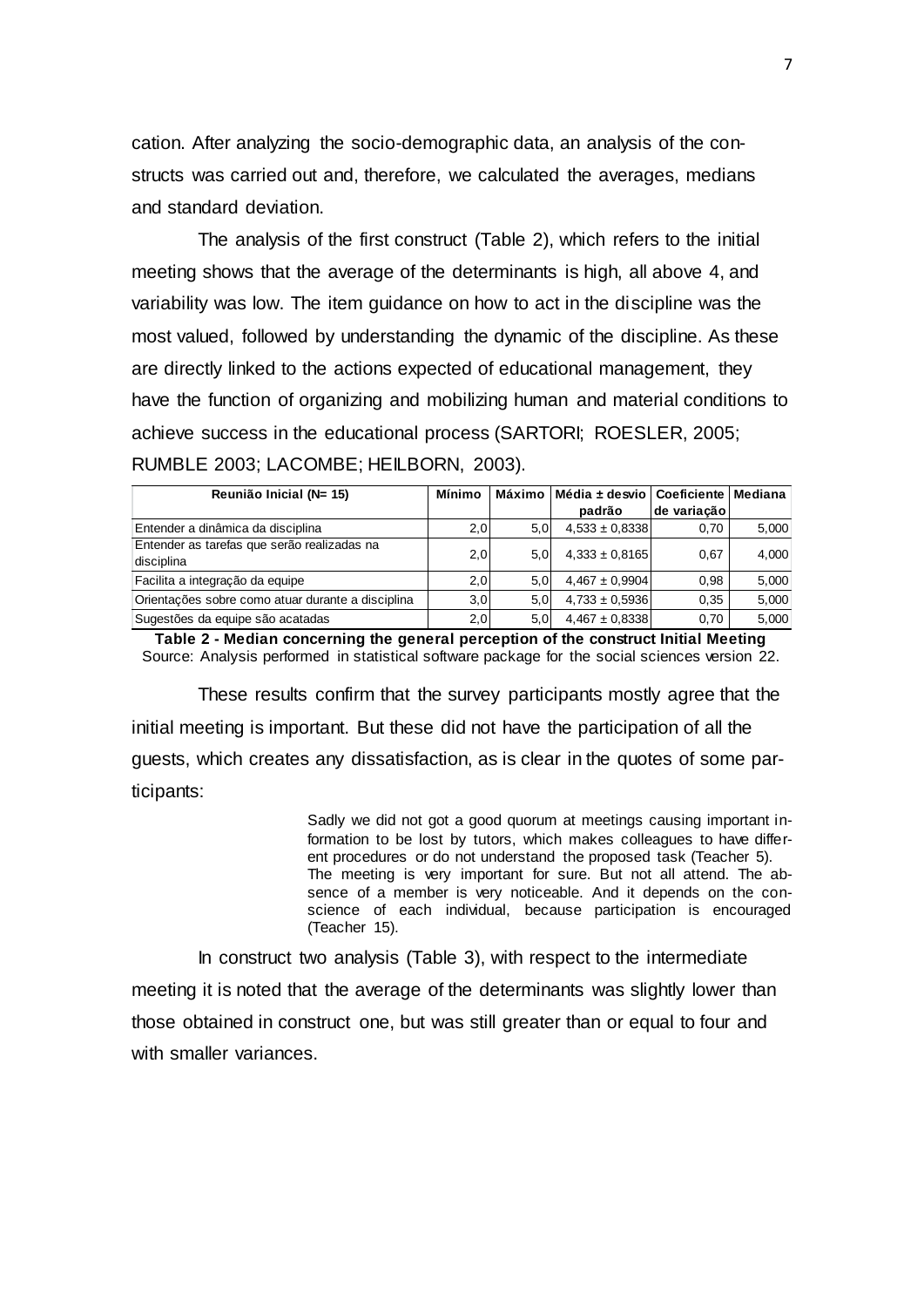cation. After analyzing the socio-demographic data, an analysis of the constructs was carried out and, therefore, we calculated the averages, medians and standard deviation.

The analysis of the first construct (Table 2), which refers to the initial meeting shows that the average of the determinants is high, all above 4, and variability was low. The item guidance on how to act in the discipline was the most valued, followed by understanding the dynamic of the discipline. As these are directly linked to the actions expected of educational management, they have the function of organizing and mobilizing human and material conditions to achieve success in the educational process (SARTORI; ROESLER, 2005; RUMBLE 2003; LACOMBE; HEILBORN, 2003).

| Reunião Inicial (N= 15) | Mínimo | Máximo | Média ± desvio padrão | Coeficiente de variação | Mediana |
|---|---|---|---|---|---|
| Entender a dinâmica da disciplina | 2,0 | 5,0 | 4,533 ± 0,8338 | 0,70 | 5,000 |
| Entender as tarefas que serão realizadas na disciplina | 2,0 | 5,0 | 4,333 ± 0,8165 | 0,67 | 4,000 |
| Facilita a integração da equipe | 2,0 | 5,0 | 4,467 ± 0,9904 | 0,98 | 5,000 |
| Orientações sobre como atuar durante a disciplina | 3,0 | 5,0 | 4,733 ± 0,5936 | 0,35 | 5,000 |
| Sugestões da equipe são acatadas | 2,0 | 5,0 | 4,467 ± 0,8338 | 0,70 | 5,000 |

**Table 2 - Median concerning the general perception of the construct Initial Meeting**
Source: Analysis performed in statistical software package for the social sciences version 22.

These results confirm that the survey participants mostly agree that the initial meeting is important. But these did not have the participation of all the guests, which creates any dissatisfaction, as is clear in the quotes of some participants:

> Sadly we did not got a good quorum at meetings causing important information to be lost by tutors, which makes colleagues to have different procedures or do not understand the proposed task (Teacher 5).
> The meeting is very important for sure. But not all attend. The absence of a member is very noticeable. And it depends on the conscience of each individual, because participation is encouraged (Teacher 15).

In construct two analysis (Table 3), with respect to the intermediate meeting it is noted that the average of the determinants was slightly lower than those obtained in construct one, but was still greater than or equal to four and with smaller variances.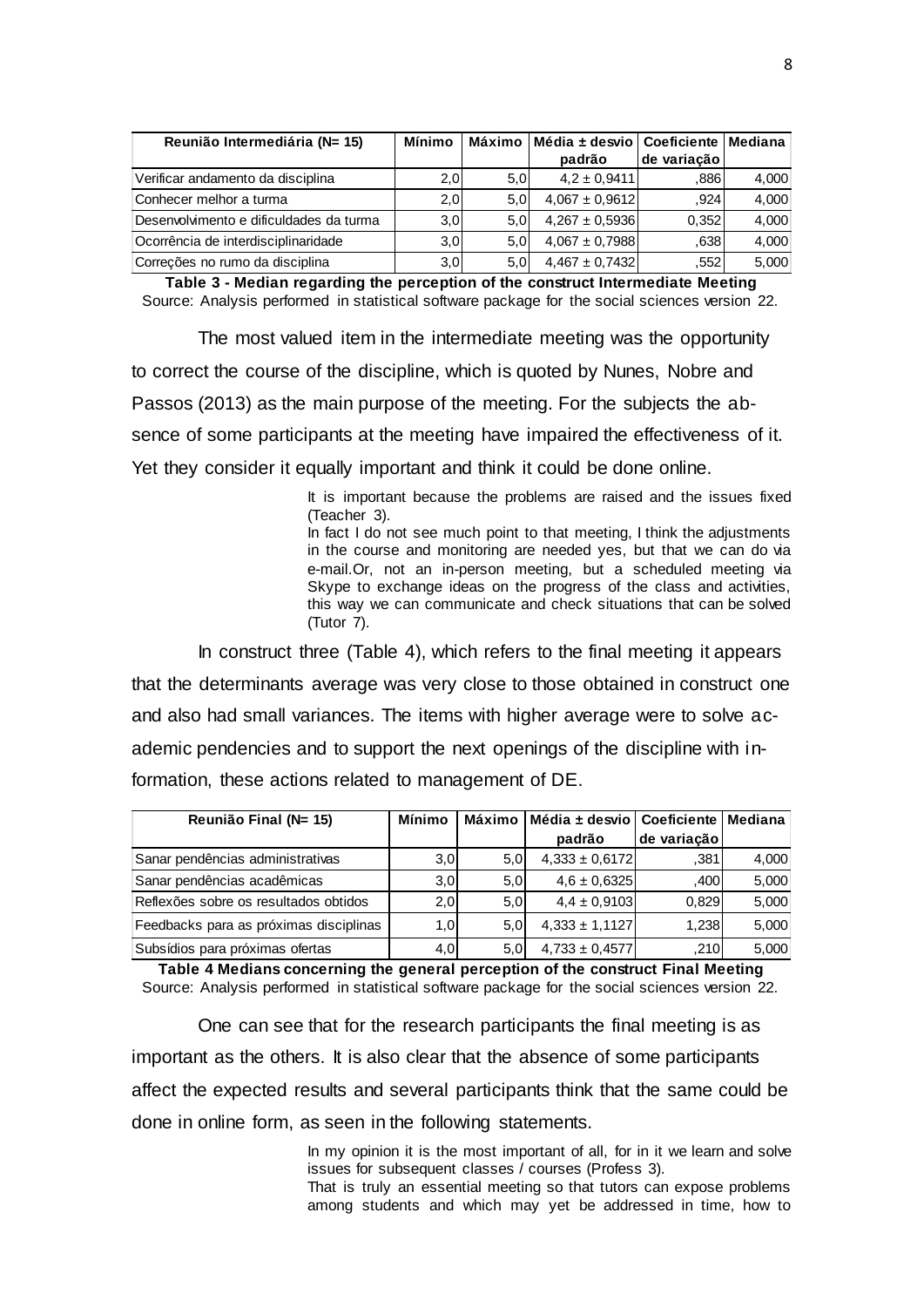| Reunião Intermediária (N= 15) | Mínimo | Máximo | Média ± desvio padrão | Coeficiente de variação | Mediana |
|---|---|---|---|---|---|
| Verificar andamento da disciplina | 2,0 | 5,0 | 4,2 ± 0,9411 | ,886 | 4,000 |
| Conhecer melhor a turma | 2,0 | 5,0 | 4,067 ± 0,9612 | ,924 | 4,000 |
| Desenvolvimento e dificuldades da turma | 3,0 | 5,0 | 4,267 ± 0,5936 | 0,352 | 4,000 |
| Ocorrência de interdisciplinaridade | 3,0 | 5,0 | 4,067 ± 0,7988 | ,638 | 4,000 |
| Correções no rumo da disciplina | 3,0 | 5,0 | 4,467 ± 0,7432 | ,552 | 5,000 |

**Table 3 - Median regarding the perception of the construct Intermediate Meeting**
Source: Analysis performed in statistical software package for the social sciences version 22.

The most valued item in the intermediate meeting was the opportunity to correct the course of the discipline, which is quoted by Nunes, Nobre and Passos (2013) as the main purpose of the meeting. For the subjects the absence of some participants at the meeting have impaired the effectiveness of it. Yet they consider it equally important and think it could be done online.

> It is important because the problems are raised and the issues fixed (Teacher 3).
> In fact I do not see much point to that meeting, I think the adjustments in the course and monitoring are needed yes, but that we can do via e-mail.Or, not an in-person meeting, but a scheduled meeting via Skype to exchange ideas on the progress of the class and activities, this way we can communicate and check situations that can be solved (Tutor 7).

In construct three (Table 4), which refers to the final meeting it appears that the determinants average was very close to those obtained in construct one and also had small variances. The items with higher average were to solve academic pendencies and to support the next openings of the discipline with information, these actions related to management of DE.

| Reunião Final (N= 15) | Mínimo | Máximo | Média ± desvio padrão | Coeficiente de variação | Mediana |
|---|---|---|---|---|---|
| Sanar pendências administrativas | 3,0 | 5,0 | 4,333 ± 0,6172 | ,381 | 4,000 |
| Sanar pendências acadêmicas | 3,0 | 5,0 | 4,6 ± 0,6325 | ,400 | 5,000 |
| Reflexões sobre os resultados obtidos | 2,0 | 5,0 | 4,4 ± 0,9103 | 0,829 | 5,000 |
| Feedbacks para as próximas disciplinas | 1,0 | 5,0 | 4,333 ± 1,1127 | 1,238 | 5,000 |
| Subsídios para próximas ofertas | 4,0 | 5,0 | 4,733 ± 0,4577 | ,210 | 5,000 |

**Table 4 Medians concerning the general perception of the construct Final Meeting**
Source: Analysis performed in statistical software package for the social sciences version 22.

One can see that for the research participants the final meeting is as important as the others. It is also clear that the absence of some participants affect the expected results and several participants think that the same could be done in online form, as seen in the following statements.

> In my opinion it is the most important of all, for in it we learn and solve issues for subsequent classes / courses (Profess 3).
> That is truly an essential meeting so that tutors can expose problems among students and which may yet be addressed in time, how to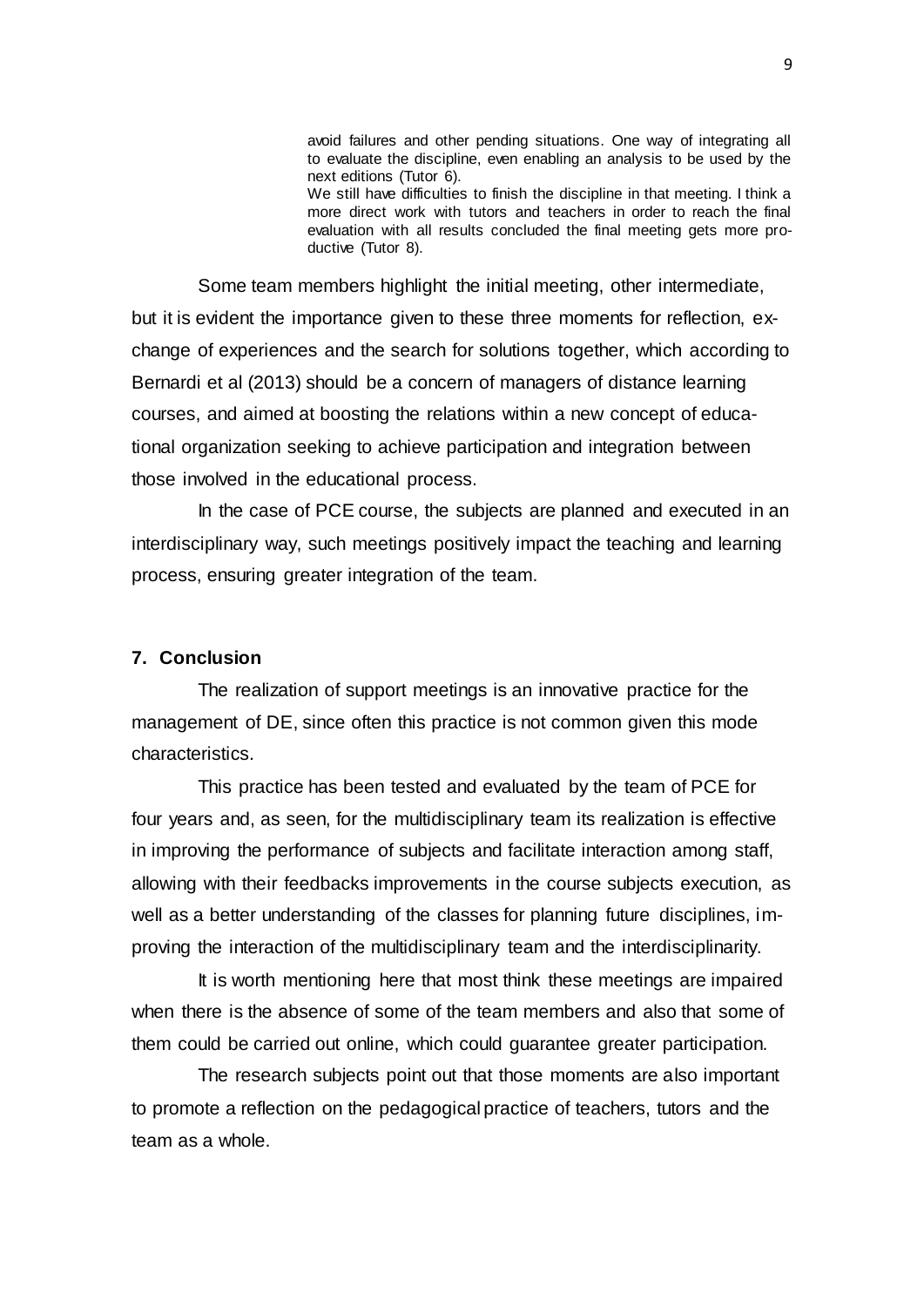> avoid failures and other pending situations. One way of integrating all to evaluate the discipline, even enabling an analysis to be used by the next editions (Tutor 6).
> We still have difficulties to finish the discipline in that meeting. I think a more direct work with tutors and teachers in order to reach the final evaluation with all results concluded the final meeting gets more productive (Tutor 8).

Some team members highlight the initial meeting, other intermediate, but it is evident the importance given to these three moments for reflection, exchange of experiences and the search for solutions together, which according to Bernardi et al (2013) should be a concern of managers of distance learning courses, and aimed at boosting the relations within a new concept of educational organization seeking to achieve participation and integration between those involved in the educational process.

In the case of PCE course, the subjects are planned and executed in an interdisciplinary way, such meetings positively impact the teaching and learning process, ensuring greater integration of the team.

## 7. Conclusion

The realization of support meetings is an innovative practice for the management of DE, since often this practice is not common given this mode characteristics.

This practice has been tested and evaluated by the team of PCE for four years and, as seen, for the multidisciplinary team its realization is effective in improving the performance of subjects and facilitate interaction among staff, allowing with their feedbacks improvements in the course subjects execution, as well as a better understanding of the classes for planning future disciplines, improving the interaction of the multidisciplinary team and the interdisciplinarity.

It is worth mentioning here that most think these meetings are impaired when there is the absence of some of the team members and also that some of them could be carried out online, which could guarantee greater participation.

The research subjects point out that those moments are also important to promote a reflection on the pedagogical practice of teachers, tutors and the team as a whole.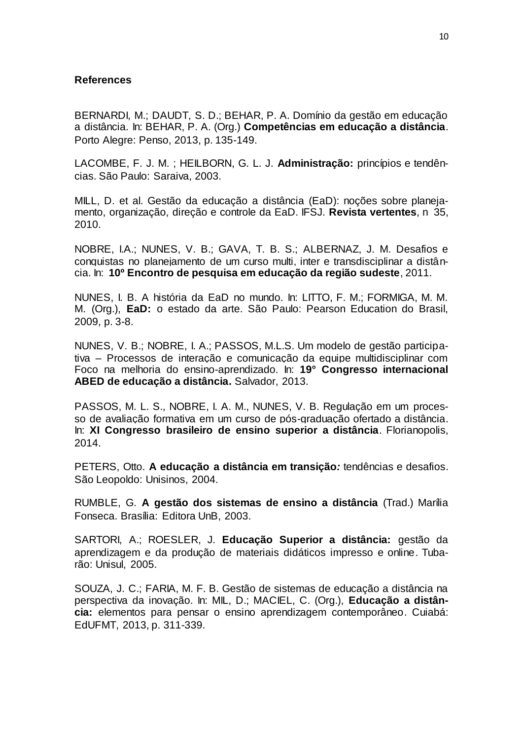**References**

BERNARDI, M.; DAUDT, S. D.; BEHAR, P. A. Domínio da gestão em educação a distância. In: BEHAR, P. A. (Org.) **Competências em educação a distância**. Porto Alegre: Penso, 2013, p. 135-149.

LACOMBE, F. J. M. ; HEILBORN, G. L. J. **Administração:** princípios e tendências. São Paulo: Saraiva, 2003.

MILL, D. et al. Gestão da educação a distância (EaD): noções sobre planejamento, organização, direção e controle da EaD. IFSJ. **Revista vertentes**, n 35, 2010.

NOBRE, I.A.; NUNES, V. B.; GAVA, T. B. S.; ALBERNAZ, J. M. Desafios e conquistas no planejamento de um curso multi, inter e transdisciplinar a distância. In: **10º Encontro de pesquisa em educação da região sudeste**, 2011.

NUNES, I. B. A história da EaD no mundo. In: LITTO, F. M.; FORMIGA, M. M. M. (Org.), **EaD:** o estado da arte. São Paulo: Pearson Education do Brasil, 2009, p. 3-8.

NUNES, V. B.; NOBRE, I. A.; PASSOS, M.L.S. Um modelo de gestão participativa – Processos de interação e comunicação da equipe multidisciplinar com Foco na melhoria do ensino-aprendizado. In: **19° Congresso internacional ABED de educação a distância.** Salvador, 2013.

PASSOS, M. L. S., NOBRE, I. A. M., NUNES, V. B. Regulação em um processo de avaliação formativa em um curso de pós-graduação ofertado a distância. In: **XI Congresso brasileiro de ensino superior a distância**. Florianopolis, 2014.

PETERS, Otto. **A educação a distância em transição***:* tendências e desafios. São Leopoldo: Unisinos, 2004.

RUMBLE, G. **A gestão dos sistemas de ensino a distância** (Trad.) Marília Fonseca. Brasília: Editora UnB, 2003.

SARTORI, A.; ROESLER, J. **Educação Superior a distância:** gestão da aprendizagem e da produção de materiais didáticos impresso e online. Tubarão: Unisul, 2005.

SOUZA, J. C.; FARIA, M. F. B. Gestão de sistemas de educação a distância na perspectiva da inovação. In: MIL, D.; MACIEL, C. (Org.), **Educação a distância:** elementos para pensar o ensino aprendizagem contemporâneo. Cuiabá: EdUFMT, 2013, p. 311-339.